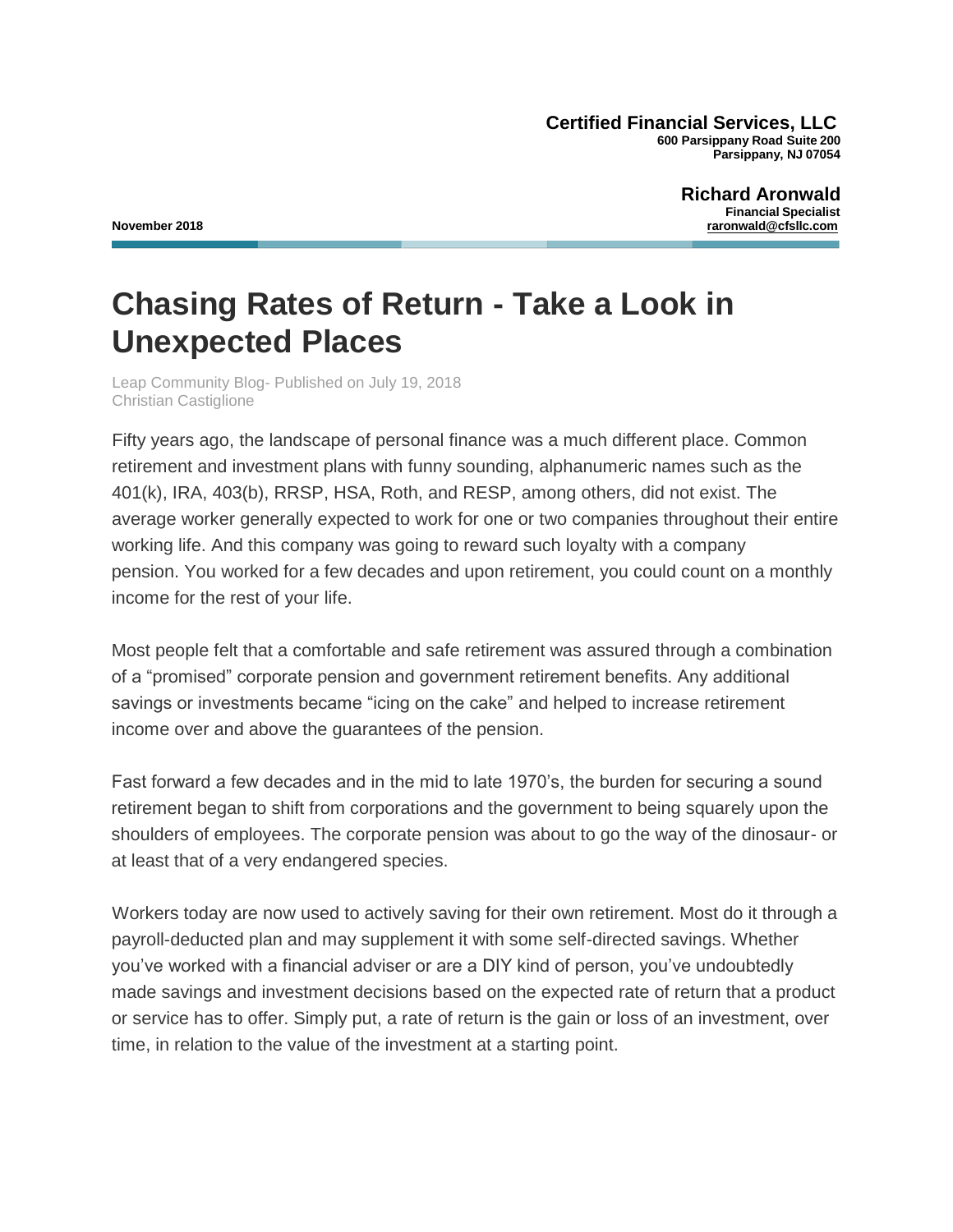**Certified Financial Services, LLC**
**600 Parsippany Road Suite 200**
**Parsippany, NJ 07054**

**Richard Aronwald**
**Financial Specialist**
**raronwald@cfsllc.com**

**November 2018**

# Chasing Rates of Return - Take a Look in Unexpected Places

Leap Community Blog- Published on July 19, 2018
Christian Castiglione

Fifty years ago, the landscape of personal finance was a much different place. Common retirement and investment plans with funny sounding, alphanumeric names such as the 401(k), IRA, 403(b), RRSP, HSA, Roth, and RESP, among others, did not exist. The average worker generally expected to work for one or two companies throughout their entire working life. And this company was going to reward such loyalty with a company pension. You worked for a few decades and upon retirement, you could count on a monthly income for the rest of your life.

Most people felt that a comfortable and safe retirement was assured through a combination of a "promised" corporate pension and government retirement benefits. Any additional savings or investments became "icing on the cake" and helped to increase retirement income over and above the guarantees of the pension.

Fast forward a few decades and in the mid to late 1970's, the burden for securing a sound retirement began to shift from corporations and the government to being squarely upon the shoulders of employees. The corporate pension was about to go the way of the dinosaur- or at least that of a very endangered species.

Workers today are now used to actively saving for their own retirement. Most do it through a payroll-deducted plan and may supplement it with some self-directed savings. Whether you've worked with a financial adviser or are a DIY kind of person, you've undoubtedly made savings and investment decisions based on the expected rate of return that a product or service has to offer. Simply put, a rate of return is the gain or loss of an investment, over time, in relation to the value of the investment at a starting point.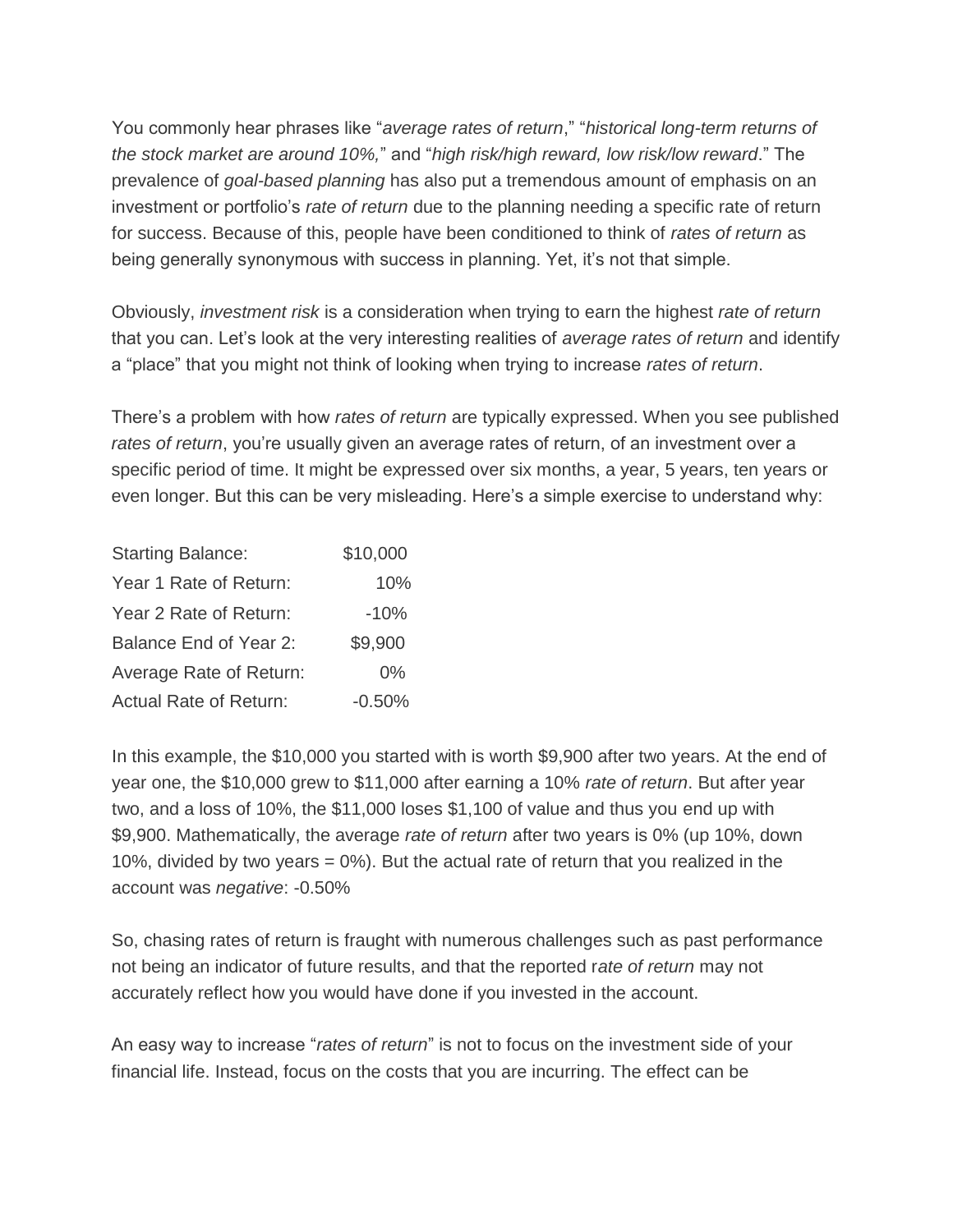You commonly hear phrases like "*average rates of return*," "*historical long-term returns of the stock market are around 10%,*" and "*high risk/high reward, low risk/low reward*." The prevalence of *goal-based planning* has also put a tremendous amount of emphasis on an investment or portfolio's *rate of return* due to the planning needing a specific rate of return for success. Because of this, people have been conditioned to think of *rates of return* as being generally synonymous with success in planning. Yet, it's not that simple.

Obviously, *investment risk* is a consideration when trying to earn the highest *rate of return* that you can. Let's look at the very interesting realities of *average rates of return* and identify a "place" that you might not think of looking when trying to increase *rates of return*.

There's a problem with how *rates of return* are typically expressed. When you see published *rates of return*, you're usually given an average rates of return, of an investment over a specific period of time. It might be expressed over six months, a year, 5 years, ten years or even longer. But this can be very misleading. Here's a simple exercise to understand why:

| | |
|---|---|
| Starting Balance: | $10,000 |
| Year 1 Rate of Return: | 10% |
| Year 2 Rate of Return: | -10% |
| Balance End of Year 2: | $9,900 |
| Average Rate of Return: | 0% |
| Actual Rate of Return: | -0.50% |

In this example, the $10,000 you started with is worth $9,900 after two years. At the end of year one, the $10,000 grew to $11,000 after earning a 10% *rate of return*. But after year two, and a loss of 10%, the $11,000 loses $1,100 of value and thus you end up with $9,900. Mathematically, the average *rate of return* after two years is 0% (up 10%, down 10%, divided by two years = 0%). But the actual rate of return that you realized in the account was *negative*: -0.50%

So, chasing rates of return is fraught with numerous challenges such as past performance not being an indicator of future results, and that the reported r*ate of return* may not accurately reflect how you would have done if you invested in the account.

An easy way to increase "*rates of return*" is not to focus on the investment side of your financial life. Instead, focus on the costs that you are incurring. The effect can be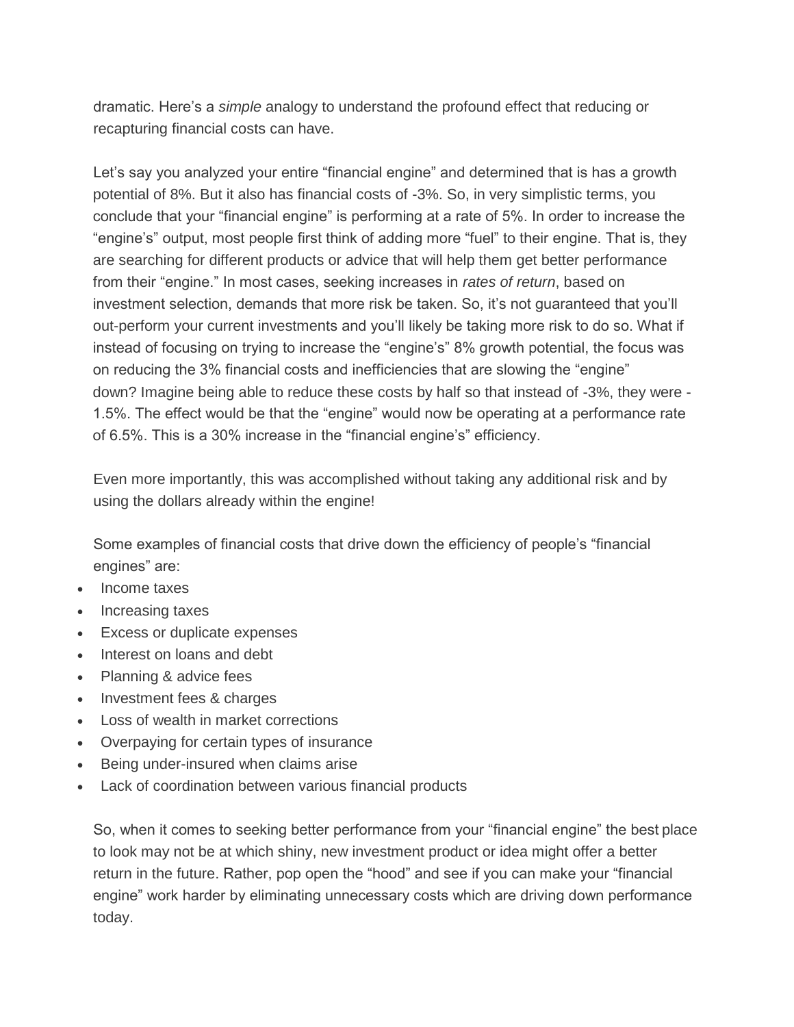dramatic. Here's a *simple* analogy to understand the profound effect that reducing or recapturing financial costs can have.

Let's say you analyzed your entire "financial engine" and determined that is has a growth potential of 8%. But it also has financial costs of -3%. So, in very simplistic terms, you conclude that your "financial engine" is performing at a rate of 5%. In order to increase the "engine's" output, most people first think of adding more "fuel" to their engine. That is, they are searching for different products or advice that will help them get better performance from their "engine." In most cases, seeking increases in *rates of return*, based on investment selection, demands that more risk be taken. So, it's not guaranteed that you'll out-perform your current investments and you'll likely be taking more risk to do so. What if instead of focusing on trying to increase the "engine's" 8% growth potential, the focus was on reducing the 3% financial costs and inefficiencies that are slowing the "engine" down? Imagine being able to reduce these costs by half so that instead of -3%, they were -1.5%. The effect would be that the "engine" would now be operating at a performance rate of 6.5%. This is a 30% increase in the "financial engine's" efficiency.

Even more importantly, this was accomplished without taking any additional risk and by using the dollars already within the engine!

Some examples of financial costs that drive down the efficiency of people's "financial engines" are:

- Income taxes
- Increasing taxes
- Excess or duplicate expenses
- Interest on loans and debt
- Planning & advice fees
- Investment fees & charges
- Loss of wealth in market corrections
- Overpaying for certain types of insurance
- Being under-insured when claims arise
- Lack of coordination between various financial products

So, when it comes to seeking better performance from your "financial engine" the best place to look may not be at which shiny, new investment product or idea might offer a better return in the future. Rather, pop open the "hood" and see if you can make your "financial engine" work harder by eliminating unnecessary costs which are driving down performance today.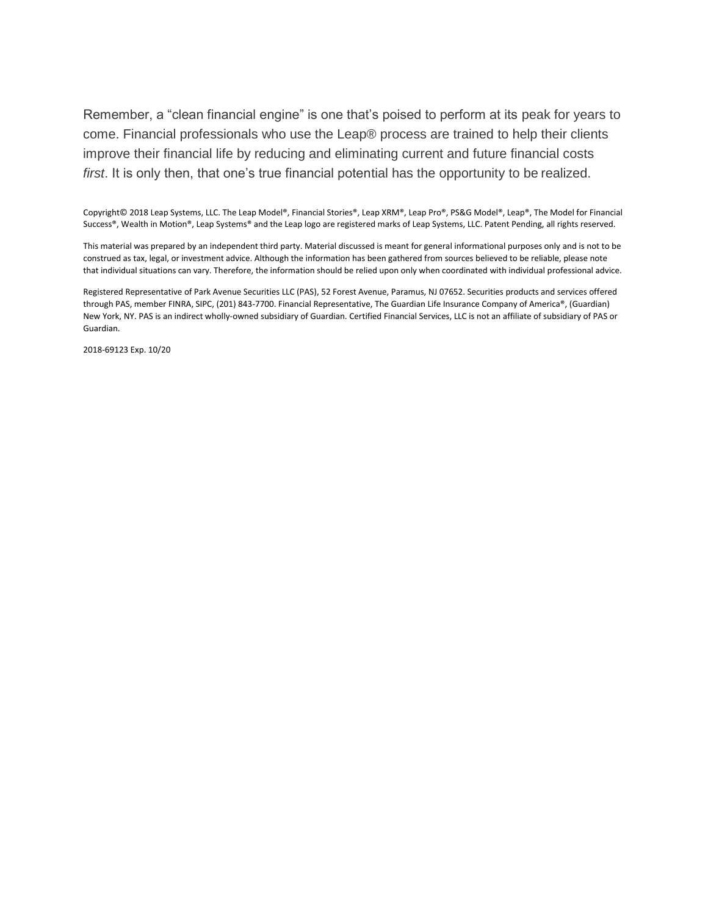Remember, a “clean financial engine” is one that’s poised to perform at its peak for years to come. Financial professionals who use the Leap® process are trained to help their clients improve their financial life by reducing and eliminating current and future financial costs *first*. It is only then, that one’s true financial potential has the opportunity to be realized.

Copyright© 2018 Leap Systems, LLC. The Leap Model®, Financial Stories®, Leap XRM®, Leap Pro®, PS&G Model®, Leap®, The Model for Financial Success®, Wealth in Motion®, Leap Systems® and the Leap logo are registered marks of Leap Systems, LLC. Patent Pending, all rights reserved.

This material was prepared by an independent third party. Material discussed is meant for general informational purposes only and is not to be construed as tax, legal, or investment advice. Although the information has been gathered from sources believed to be reliable, please note that individual situations can vary. Therefore, the information should be relied upon only when coordinated with individual professional advice.

Registered Representative of Park Avenue Securities LLC (PAS), 52 Forest Avenue, Paramus, NJ 07652. Securities products and services offered through PAS, member FINRA, SIPC, (201) 843-7700. Financial Representative, The Guardian Life Insurance Company of America®, (Guardian) New York, NY. PAS is an indirect wholly-owned subsidiary of Guardian. Certified Financial Services, LLC is not an affiliate of subsidiary of PAS or Guardian.

2018-69123 Exp. 10/20